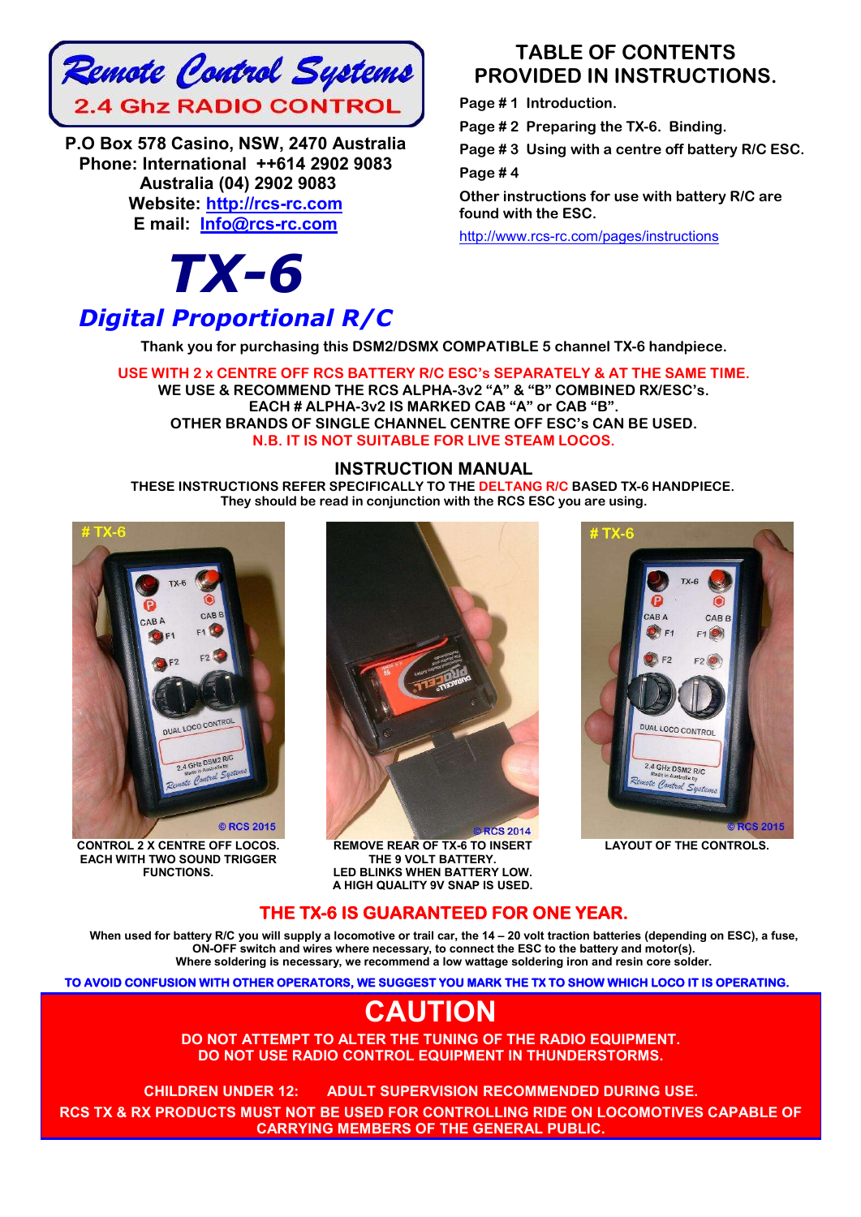# Remote Control Systems

## 2.4 Ghz RADIO CONTROL

**P.O Box 578 Casino, NSW, 2470 Australia**
**Phone: International ++614 2902 9083**
**Australia (04) 2902 9083**
**Website: http://rcs-rc.com**
**E mail: Info@rcs-rc.com**

## TABLE OF CONTENTS PROVIDED IN INSTRUCTIONS.

**Page # 1 Introduction.**

**Page # 2 Preparing the TX-6. Binding.**

**Page # 3 Using with a centre off battery R/C ESC.**

**Page # 4**

**Other instructions for use with battery R/C are found with the ESC.**

http://www.rcs-rc.com/pages/instructions

# TX-6

## *Digital Proportional R/C*

**Thank you for purchasing this DSM2/DSMX COMPATIBLE 5 channel TX-6 handpiece.**

**USE WITH 2 x CENTRE OFF RCS BATTERY R/C ESC's SEPARATELY & AT THE SAME TIME.**
**WE USE & RECOMMEND THE RCS ALPHA-3v2 "A" & "B" COMBINED RX/ESC's.**
**EACH # ALPHA-3v2 IS MARKED CAB "A" or CAB "B".**
**OTHER BRANDS OF SINGLE CHANNEL CENTRE OFF ESC's CAN BE USED.**
**N.B. IT IS NOT SUITABLE FOR LIVE STEAM LOCOS.**

## INSTRUCTION MANUAL

**THESE INSTRUCTIONS REFER SPECIFICALLY TO THE DELTANG R/C BASED TX-6 HANDPIECE.**
**They should be read in conjunction with the RCS ESC you are using.**

**CONTROL 2 X CENTRE OFF LOCOS. EACH WITH TWO SOUND TRIGGER FUNCTIONS.**

**REMOVE REAR OF TX-6 TO INSERT THE 9 VOLT BATTERY. LED BLINKS WHEN BATTERY LOW. A HIGH QUALITY 9V SNAP IS USED.**

**LAYOUT OF THE CONTROLS.**

## THE TX-6 IS GUARANTEED FOR ONE YEAR.

**When used for battery R/C you will supply a locomotive or trail car, the 14 – 20 volt traction batteries (depending on ESC), a fuse, ON-OFF switch and wires where necessary, to connect the ESC to the battery and motor(s).**
**Where soldering is necessary, we recommend a low wattage soldering iron and resin core solder.**

**TO AVOID CONFUSION WITH OTHER OPERATORS, WE SUGGEST YOU MARK THE TX TO SHOW WHICH LOCO IT IS OPERATING.**

## CAUTION

**DO NOT ATTEMPT TO ALTER THE TUNING OF THE RADIO EQUIPMENT.**
**DO NOT USE RADIO CONTROL EQUIPMENT IN THUNDERSTORMS.**

**CHILDREN UNDER 12: ADULT SUPERVISION RECOMMENDED DURING USE.**
**RCS TX & RX PRODUCTS MUST NOT BE USED FOR CONTROLLING RIDE ON LOCOMOTIVES CAPABLE OF CARRYING MEMBERS OF THE GENERAL PUBLIC.**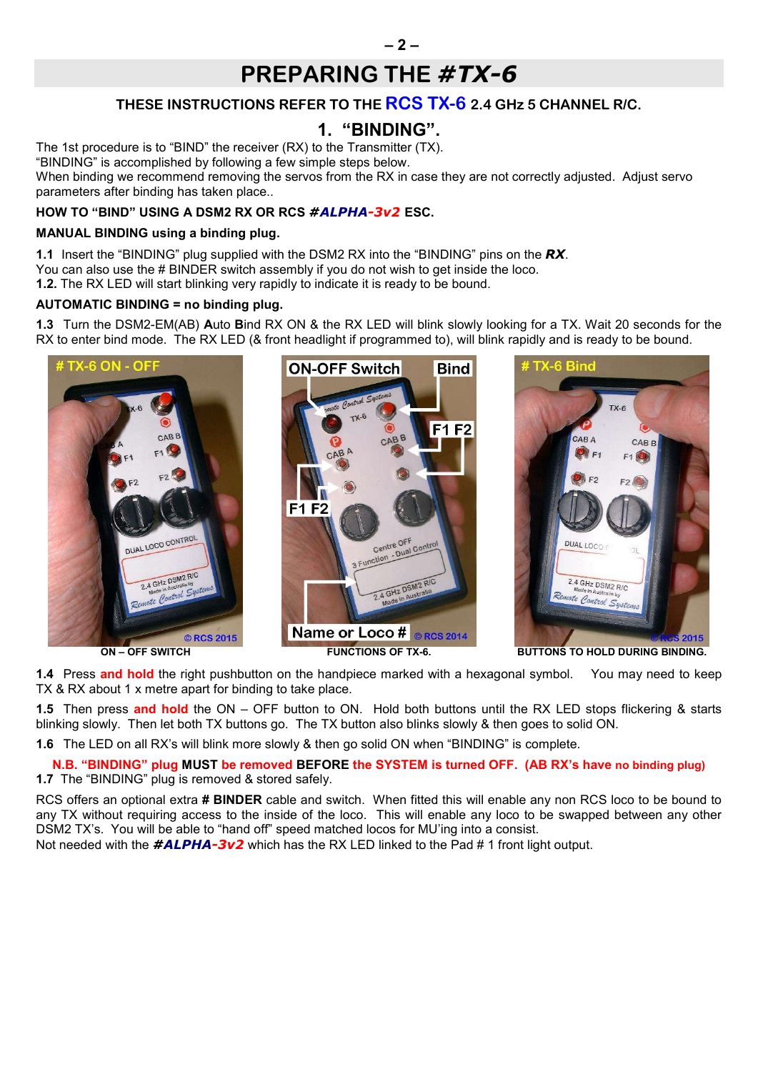# PREPARING THE *#TX-6*

### THESE INSTRUCTIONS REFER TO THE RCS TX-6 2.4 GHz 5 CHANNEL R/C.

## 1. "BINDING".

The 1st procedure is to "BIND" the receiver (RX) to the Transmitter (TX).
"BINDING" is accomplished by following a few simple steps below.
When binding we recommend removing the servos from the RX in case they are not correctly adjusted. Adjust servo parameters after binding has taken place..

**HOW TO "BIND" USING A DSM2 RX OR RCS *#ALPHA-3v2* ESC.**

**MANUAL BINDING using a binding plug.**

**1.1** Insert the "BINDING" plug supplied with the DSM2 RX into the "BINDING" pins on the ***RX***.
You can also use the # BINDER switch assembly if you do not wish to get inside the loco.
**1.2.** The RX LED will start blinking very rapidly to indicate it is ready to be bound.

**AUTOMATIC BINDING = no binding plug.**

**1.3** Turn the DSM2-EM(AB) **A**uto **B**ind RX ON & the RX LED will blink slowly looking for a TX. Wait 20 seconds for the RX to enter bind mode. The RX LED (& front headlight if programmed to), will blink rapidly and is ready to be bound.

ON – OFF SWITCH

FUNCTIONS OF TX-6.

BUTTONS TO HOLD DURING BINDING.

**1.4** Press **and hold** the right pushbutton on the handpiece marked with a hexagonal symbol. You may need to keep TX & RX about 1 x metre apart for binding to take place.

**1.5** Then press **and hold** the ON – OFF button to ON. Hold both buttons until the RX LED stops flickering & starts blinking slowly. Then let both TX buttons go. The TX button also blinks slowly & then goes to solid ON.

**1.6** The LED on all RX's will blink more slowly & then go solid ON when "BINDING" is complete.

**N.B. "BINDING" plug MUST be removed BEFORE the SYSTEM is turned OFF. (AB RX's have no binding plug)**
**1.7** The "BINDING" plug is removed & stored safely.

RCS offers an optional extra **# BINDER** cable and switch. When fitted this will enable any non RCS loco to be bound to any TX without requiring access to the inside of the loco. This will enable any loco to be swapped between any other DSM2 TX's. You will be able to "hand off" speed matched locos for MU'ing into a consist.
Not needed with the ***#ALPHA-3v2*** which has the RX LED linked to the Pad # 1 front light output.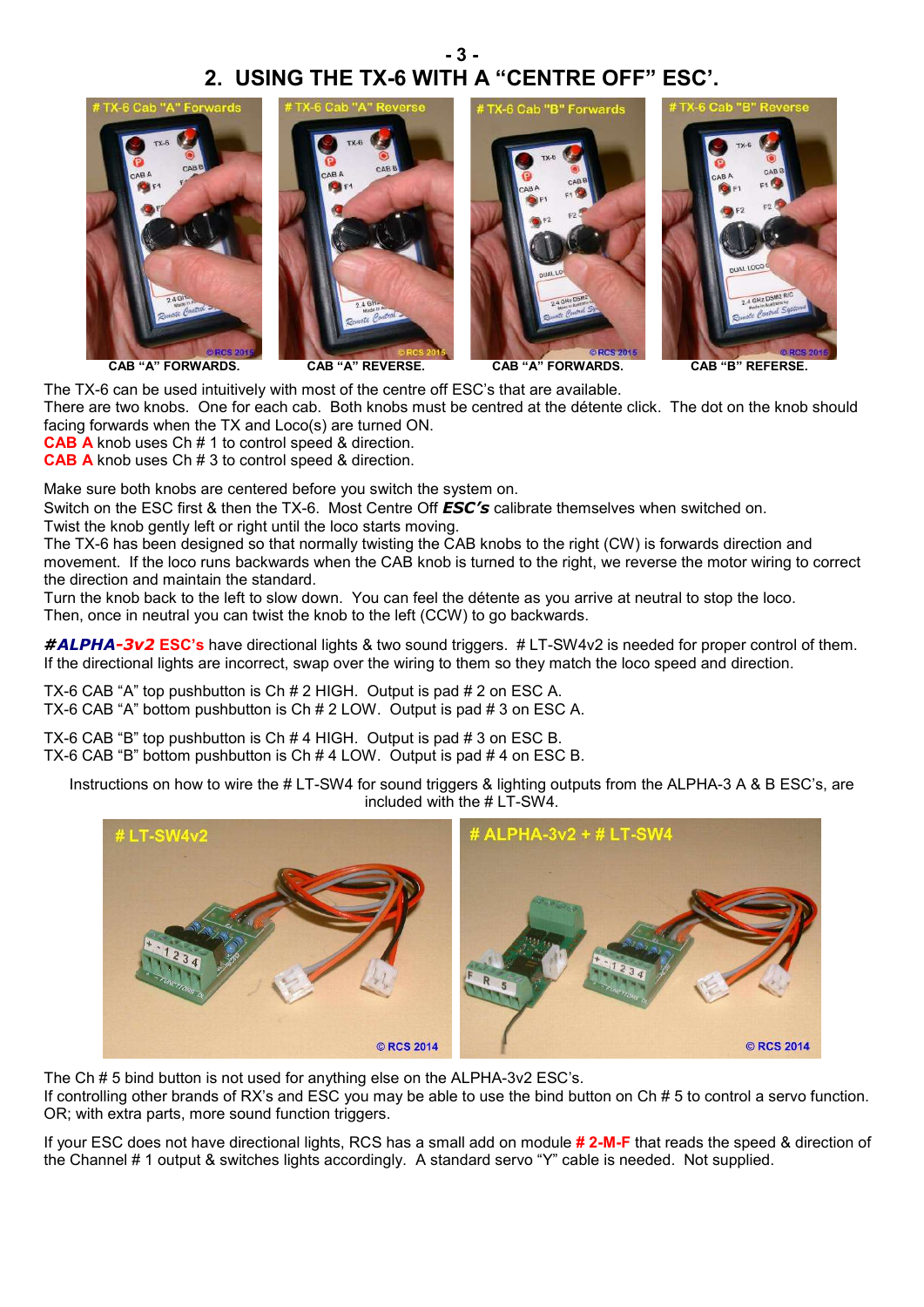## 2. USING THE TX-6 WITH A “CENTRE OFF” ESC’.

CAB “A” FORWARDS. CAB “A” REVERSE. CAB “A” FORWARDS. CAB “B” REFERSE.

The TX-6 can be used intuitively with most of the centre off ESC’s that are available.
There are two knobs. One for each cab. Both knobs must be centred at the détente click. The dot on the knob should facing forwards when the TX and Loco(s) are turned ON.
**CAB A** knob uses Ch # 1 to control speed & direction.
**CAB A** knob uses Ch # 3 to control speed & direction.

Make sure both knobs are centered before you switch the system on.
Switch on the ESC first & then the TX-6. Most Centre Off ***ESC’s*** calibrate themselves when switched on.
Twist the knob gently left or right until the loco starts moving.
The TX-6 has been designed so that normally twisting the CAB knobs to the right (CW) is forwards direction and movement. If the loco runs backwards when the CAB knob is turned to the right, we reverse the motor wiring to correct the direction and maintain the standard.
Turn the knob back to the left to slow down. You can feel the détente as you arrive at neutral to stop the loco.
Then, once in neutral you can twist the knob to the left (CCW) to go backwards.

***#ALPHA-3v2* ESC’s** have directional lights & two sound triggers. # LT-SW4v2 is needed for proper control of them.
If the directional lights are incorrect, swap over the wiring to them so they match the loco speed and direction.

TX-6 CAB “A” top pushbutton is Ch # 2 HIGH. Output is pad # 2 on ESC A.
TX-6 CAB “A” bottom pushbutton is Ch # 2 LOW. Output is pad # 3 on ESC A.

TX-6 CAB “B” top pushbutton is Ch # 4 HIGH. Output is pad # 3 on ESC B.
TX-6 CAB “B” bottom pushbutton is Ch # 4 LOW. Output is pad # 4 on ESC B.

Instructions on how to wire the # LT-SW4 for sound triggers & lighting outputs from the ALPHA-3 A & B ESC’s, are included with the # LT-SW4.

The Ch # 5 bind button is not used for anything else on the ALPHA-3v2 ESC’s.
If controlling other brands of RX’s and ESC you may be able to use the bind button on Ch # 5 to control a servo function.
OR; with extra parts, more sound function triggers.

If your ESC does not have directional lights, RCS has a small add on module **# 2-M-F** that reads the speed & direction of the Channel # 1 output & switches lights accordingly. A standard servo “Y” cable is needed. Not supplied.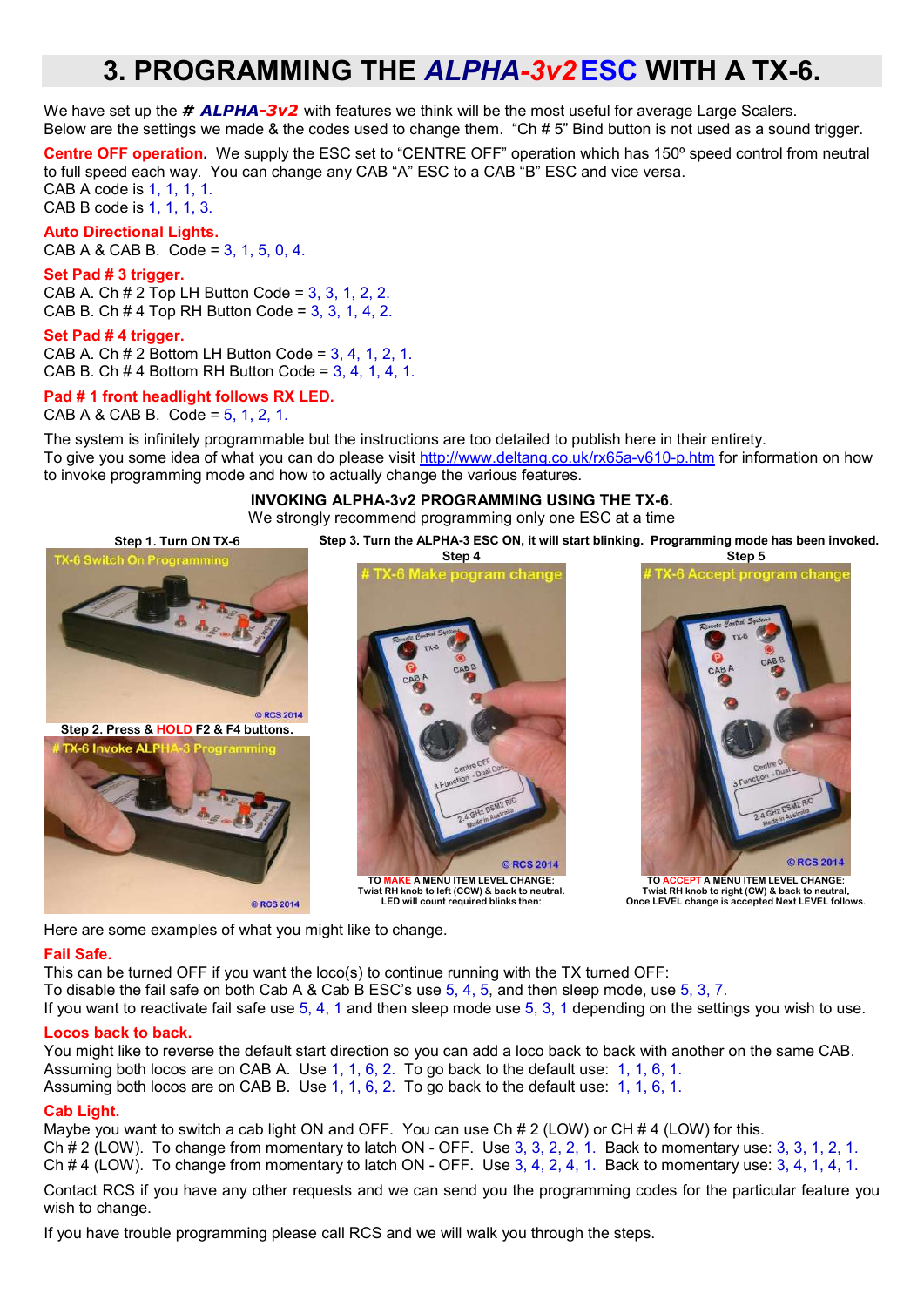# 3. PROGRAMMING THE *ALPHA-3v2* ESC WITH A TX-6.

We have set up the ***# ALPHA-3v2*** with features we think will be the most useful for average Large Scalers. Below are the settings we made & the codes used to change them. "Ch # 5" Bind button is not used as a sound trigger.

**Centre OFF operation.** We supply the ESC set to "CENTRE OFF" operation which has 150º speed control from neutral to full speed each way. You can change any CAB "A" ESC to a CAB "B" ESC and vice versa.
CAB A code is 1, 1, 1, 1.
CAB B code is 1, 1, 1, 3.

**Auto Directional Lights.**
CAB A & CAB B. Code = 3, 1, 5, 0, 4.

**Set Pad # 3 trigger.**
CAB A. Ch # 2 Top LH Button Code = 3, 3, 1, 2, 2.
CAB B. Ch # 4 Top RH Button Code = 3, 3, 1, 4, 2.

**Set Pad # 4 trigger.**
CAB A. Ch # 2 Bottom LH Button Code = 3, 4, 1, 2, 1.
CAB B. Ch # 4 Bottom RH Button Code = 3, 4, 1, 4, 1.

**Pad # 1 front headlight follows RX LED.**
CAB A & CAB B. Code = 5, 1, 2, 1.

The system is infinitely programmable but the instructions are too detailed to publish here in their entirety.
To give you some idea of what you can do please visit http://www.deltang.co.uk/rx65a-v610-p.htm for information on how to invoke programming mode and how to actually change the various features.

**INVOKING ALPHA-3v2 PROGRAMMING USING THE TX-6.**
We strongly recommend programming only one ESC at a time

**Step 1. Turn ON TX-6**

# TX-6 Switch On Programming

**Step 2. Press & HOLD F2 & F4 buttons.**

# TX-6 Invoke ALPHA-3 Programming

**Step 3. Turn the ALPHA-3 ESC ON, it will start blinking. Programming mode has been invoked.**

**Step 4**

# TX-6 Make pogram change

TO MAKE A MENU ITEM LEVEL CHANGE:
Twist RH knob to left (CCW) & back to neutral.
LED will count required blinks then:

**Step 5**

# TX-6 Accept program change

TO ACCEPT A MENU ITEM LEVEL CHANGE:
Twist RH knob to right (CW) & back to neutral.
Once LEVEL change is accepted Next LEVEL follows.

Here are some examples of what you might like to change.

**Fail Safe.**
This can be turned OFF if you want the loco(s) to continue running with the TX turned OFF:
To disable the fail safe on both Cab A & Cab B ESC's use 5, 4, 5, and then sleep mode, use 5, 3, 7.
If you want to reactivate fail safe use 5, 4, 1 and then sleep mode use 5, 3, 1 depending on the settings you wish to use.

**Locos back to back.**
You might like to reverse the default start direction so you can add a loco back to back with another on the same CAB.
Assuming both locos are on CAB A. Use 1, 1, 6, 2. To go back to the default use: 1, 1, 6, 1.
Assuming both locos are on CAB B. Use 1, 1, 6, 2. To go back to the default use: 1, 1, 6, 1.

**Cab Light.**
Maybe you want to switch a cab light ON and OFF. You can use Ch # 2 (LOW) or CH # 4 (LOW) for this.
Ch # 2 (LOW). To change from momentary to latch ON - OFF. Use 3, 3, 2, 2, 1. Back to momentary use: 3, 3, 1, 2, 1.
Ch # 4 (LOW). To change from momentary to latch ON - OFF. Use 3, 4, 2, 4, 1. Back to momentary use: 3, 4, 1, 4, 1.

Contact RCS if you have any other requests and we can send you the programming codes for the particular feature you wish to change.

If you have trouble programming please call RCS and we will walk you through the steps.